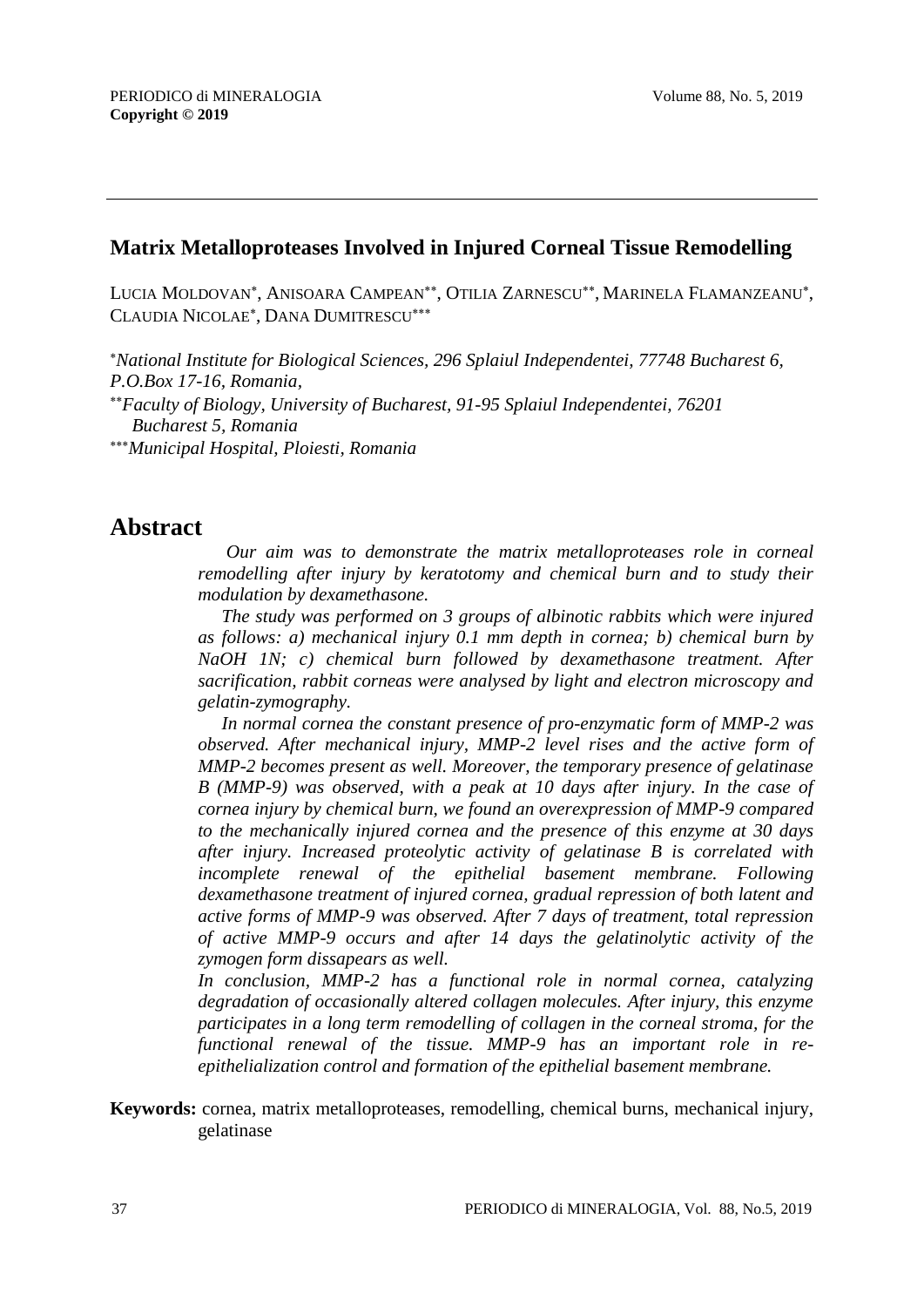## Matrix Metalloproteases Involved in Injured Corneal Tissue Remodelling

LUCIA MOLDOVAN[*], ANISOARA CAMPEAN[**], OTILIA ZARNESCU[**], MARINELA FLAMANZEANU[*], CLAUDIA NICOLAE[*], DANA DUMITRESCU[***]

[*] *National Institute for Biological Sciences, 296 Splaiul Independentei, 77748 Bucharest 6, P.O.Box 17-16, Romania,*

[**] *Faculty of Biology, University of Bucharest, 91-95 Splaiul Independentei, 76201 Bucharest 5, Romania*

[***] *Municipal Hospital, Ploiesti, Romania*

# Abstract

*Our aim was to demonstrate the matrix metalloproteases role in corneal remodelling after injury by keratotomy and chemical burn and to study their modulation by dexamethasone.*

*The study was performed on 3 groups of albinotic rabbits which were injured as follows: a) mechanical injury 0.1 mm depth in cornea; b) chemical burn by NaOH 1N; c) chemical burn followed by dexamethasone treatment. After sacrification, rabbit corneas were analysed by light and electron microscopy and gelatin-zymography.*

*In normal cornea the constant presence of pro-enzymatic form of MMP-2 was observed. After mechanical injury, MMP-2 level rises and the active form of MMP-2 becomes present as well. Moreover, the temporary presence of gelatinase B (MMP-9) was observed, with a peak at 10 days after injury. In the case of cornea injury by chemical burn, we found an overexpression of MMP-9 compared to the mechanically injured cornea and the presence of this enzyme at 30 days after injury. Increased proteolytic activity of gelatinase B is correlated with incomplete renewal of the epithelial basement membrane. Following dexamethasone treatment of injured cornea, gradual repression of both latent and active forms of MMP-9 was observed. After 7 days of treatment, total repression of active MMP-9 occurs and after 14 days the gelatinolytic activity of the zymogen form dissapears as well.*

*In conclusion, MMP-2 has a functional role in normal cornea, catalyzing degradation of occasionally altered collagen molecules. After injury, this enzyme participates in a long term remodelling of collagen in the corneal stroma, for the functional renewal of the tissue. MMP-9 has an important role in re-epithelialization control and formation of the epithelial basement membrane.*

**Keywords:** cornea, matrix metalloproteases, remodelling, chemical burns, mechanical injury, gelatinase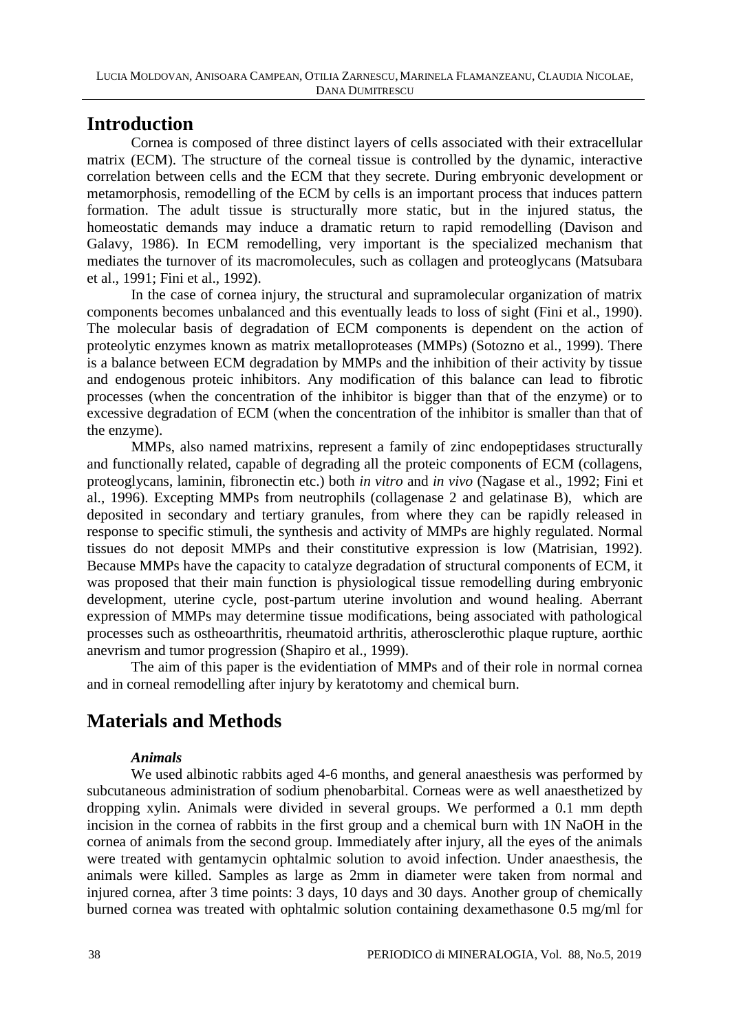## Introduction

Cornea is composed of three distinct layers of cells associated with their extracellular matrix (ECM). The structure of the corneal tissue is controlled by the dynamic, interactive correlation between cells and the ECM that they secrete. During embryonic development or metamorphosis, remodelling of the ECM by cells is an important process that induces pattern formation. The adult tissue is structurally more static, but in the injured status, the homeostatic demands may induce a dramatic return to rapid remodelling (Davison and Galavy, 1986). In ECM remodelling, very important is the specialized mechanism that mediates the turnover of its macromolecules, such as collagen and proteoglycans (Matsubara et al., 1991; Fini et al., 1992).

In the case of cornea injury, the structural and supramolecular organization of matrix components becomes unbalanced and this eventually leads to loss of sight (Fini et al., 1990). The molecular basis of degradation of ECM components is dependent on the action of proteolytic enzymes known as matrix metalloproteases (MMPs) (Sotozno et al., 1999). There is a balance between ECM degradation by MMPs and the inhibition of their activity by tissue and endogenous proteic inhibitors. Any modification of this balance can lead to fibrotic processes (when the concentration of the inhibitor is bigger than that of the enzyme) or to excessive degradation of ECM (when the concentration of the inhibitor is smaller than that of the enzyme).

MMPs, also named matrixins, represent a family of zinc endopeptidases structurally and functionally related, capable of degrading all the proteic components of ECM (collagens, proteoglycans, laminin, fibronectin etc.) both *in vitro* and *in vivo* (Nagase et al., 1992; Fini et al., 1996). Excepting MMPs from neutrophils (collagenase 2 and gelatinase B), which are deposited in secondary and tertiary granules, from where they can be rapidly released in response to specific stimuli, the synthesis and activity of MMPs are highly regulated. Normal tissues do not deposit MMPs and their constitutive expression is low (Matrisian, 1992). Because MMPs have the capacity to catalyze degradation of structural components of ECM, it was proposed that their main function is physiological tissue remodelling during embryonic development, uterine cycle, post-partum uterine involution and wound healing. Aberrant expression of MMPs may determine tissue modifications, being associated with pathological processes such as ostheoarthritis, rheumatoid arthritis, atherosclerothic plaque rupture, aorthic anevrism and tumor progression (Shapiro et al., 1999).

The aim of this paper is the evidentiation of MMPs and of their role in normal cornea and in corneal remodelling after injury by keratotomy and chemical burn.

## Materials and Methods

### *Animals*

We used albinotic rabbits aged 4-6 months, and general anaesthesia was performed by subcutaneous administration of sodium phenobarbital. Corneas were as well anaesthetized by dropping xylin. Animals were divided in several groups. We performed a 0.1 mm depth incision in the cornea of rabbits in the first group and a chemical burn with 1N NaOH in the cornea of animals from the second group. Immediately after injury, all the eyes of the animals were treated with gentamycin ophtalmic solution to avoid infection. Under anaesthesia, the animals were killed. Samples as large as 2mm in diameter were taken from normal and injured cornea, after 3 time points: 3 days, 10 days and 30 days. Another group of chemically burned cornea was treated with ophtalmic solution containing dexamethasone 0.5 mg/ml for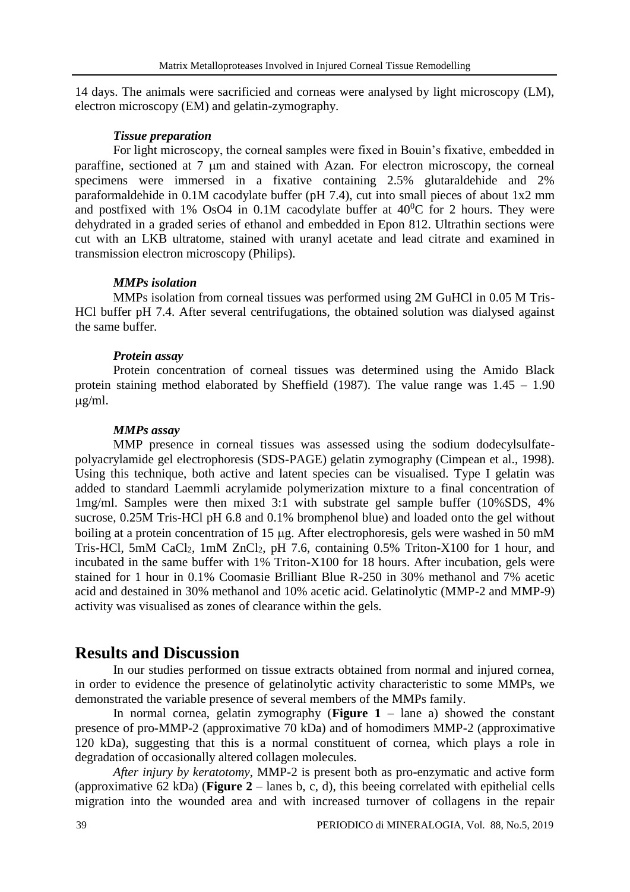14 days. The animals were sacrificied and corneas were analysed by light microscopy (LM), electron microscopy (EM) and gelatin-zymography.

### *Tissue preparation*

For light microscopy, the corneal samples were fixed in Bouin's fixative, embedded in paraffine, sectioned at 7 μm and stained with Azan. For electron microscopy, the corneal specimens were immersed in a fixative containing 2.5% glutaraldehide and 2% paraformaldehide in 0.1M cacodylate buffer (pH 7.4), cut into small pieces of about 1x2 mm and postfixed with 1% $OsO_4$ in 0.1M cacodylate buffer at $40^0$C for 2 hours. They were dehydrated in a graded series of ethanol and embedded in Epon 812. Ultrathin sections were cut with an LKB ultratome, stained with uranyl acetate and lead citrate and examined in transmission electron microscopy (Philips).

### *MMPs isolation*

MMPs isolation from corneal tissues was performed using 2M GuHCl in 0.05 M Tris-HCl buffer pH 7.4. After several centrifugations, the obtained solution was dialysed against the same buffer.

### *Protein assay*

Protein concentration of corneal tissues was determined using the Amido Black protein staining method elaborated by Sheffield (1987). The value range was 1.45 – 1.90 μg/ml.

### *MMPs assay*

MMP presence in corneal tissues was assessed using the sodium dodecylsulfate-polyacrylamide gel electrophoresis (SDS-PAGE) gelatin zymography (Cimpean et al., 1998). Using this technique, both active and latent species can be visualised. Type I gelatin was added to standard Laemmli acrylamide polymerization mixture to a final concentration of 1mg/ml. Samples were then mixed 3:1 with substrate gel sample buffer (10%SDS, 4% sucrose, 0.25M Tris-HCl pH 6.8 and 0.1% bromphenol blue) and loaded onto the gel without boiling at a protein concentration of 15 μg. After electrophoresis, gels were washed in 50 mM Tris-HCl, 5mM $CaCl_2$, 1mM $ZnCl_2$, pH 7.6, containing 0.5% Triton-X100 for 1 hour, and incubated in the same buffer with 1% Triton-X100 for 18 hours. After incubation, gels were stained for 1 hour in 0.1% Coomasie Brilliant Blue R-250 in 30% methanol and 7% acetic acid and destained in 30% methanol and 10% acetic acid. Gelatinolytic (MMP-2 and MMP-9) activity was visualised as zones of clearance within the gels.

## Results and Discussion

In our studies performed on tissue extracts obtained from normal and injured cornea, in order to evidence the presence of gelatinolytic activity characteristic to some MMPs, we demonstrated the variable presence of several members of the MMPs family.

In normal cornea, gelatin zymography (**Figure 1** – lane a) showed the constant presence of pro-MMP-2 (approximative 70 kDa) and of homodimers MMP-2 (approximative 120 kDa), suggesting that this is a normal constituent of cornea, which plays a role in degradation of occasionally altered collagen molecules.

*After injury by keratotomy*, MMP-2 is present both as pro-enzymatic and active form (approximative 62 kDa) (**Figure 2** – lanes b, c, d), this beeing correlated with epithelial cells migration into the wounded area and with increased turnover of collagens in the repair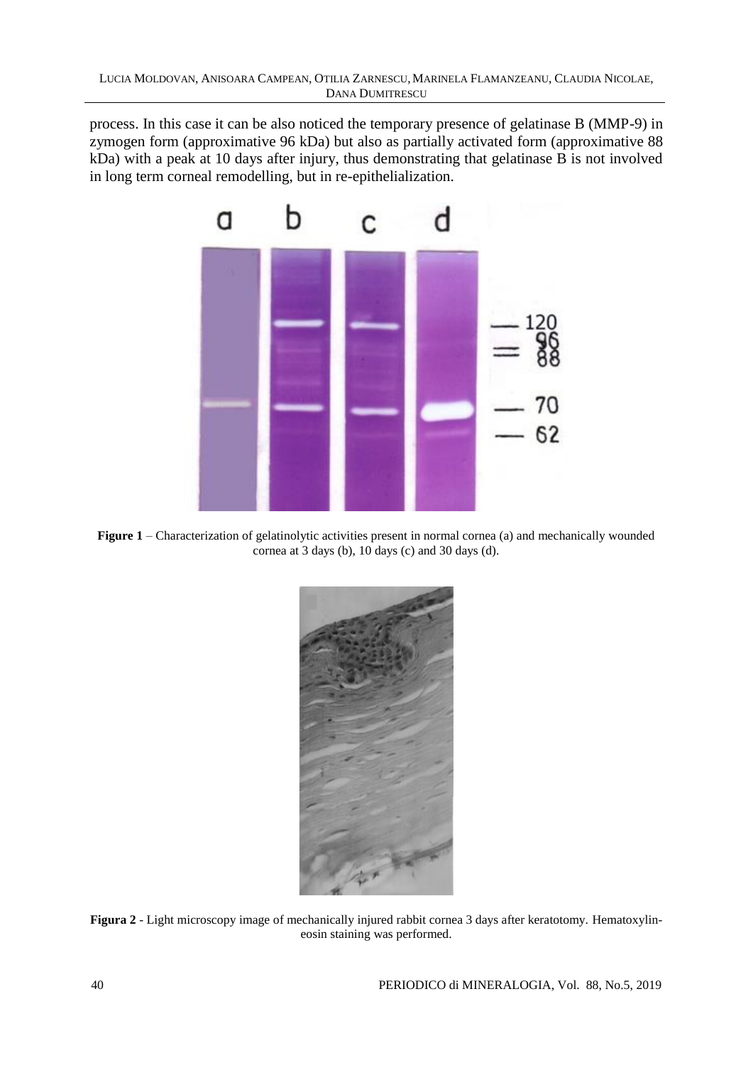process. In this case it can be also noticed the temporary presence of gelatinase B (MMP-9) in zymogen form (approximative 96 kDa) but also as partially activated form (approximative 88 kDa) with a peak at 10 days after injury, thus demonstrating that gelatinase B is not involved in long term corneal remodelling, but in re-epithelialization.

**Figure 1** – Characterization of gelatinolytic activities present in normal cornea (a) and mechanically wounded cornea at 3 days (b), 10 days (c) and 30 days (d).

**Figura 2** - Light microscopy image of mechanically injured rabbit cornea 3 days after keratotomy. Hematoxylin-eosin staining was performed.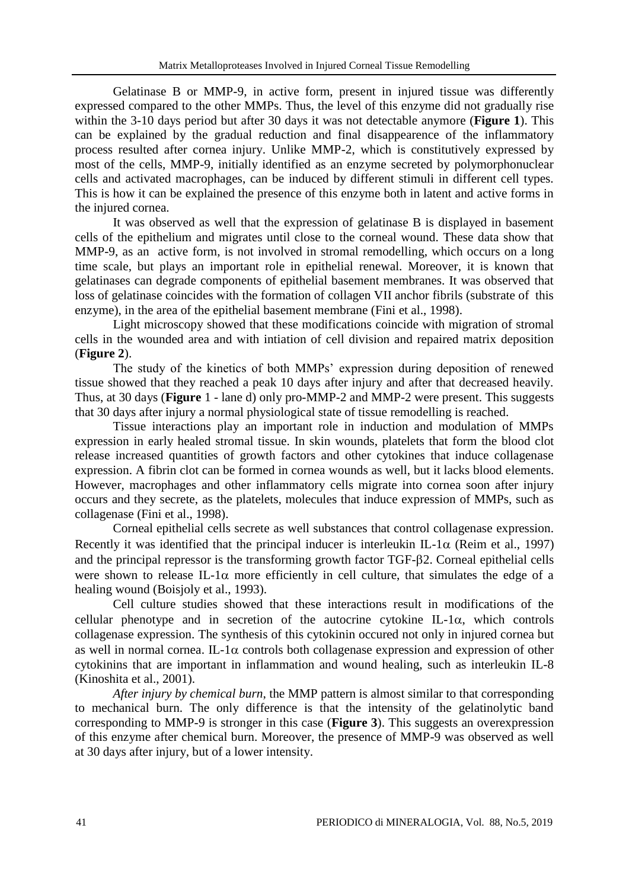Gelatinase B or MMP-9, in active form, present in injured tissue was differently expressed compared to the other MMPs. Thus, the level of this enzyme did not gradually rise within the 3-10 days period but after 30 days it was not detectable anymore (**Figure 1**). This can be explained by the gradual reduction and final disappearence of the inflammatory process resulted after cornea injury. Unlike MMP-2, which is constitutively expressed by most of the cells, MMP-9, initially identified as an enzyme secreted by polymorphonuclear cells and activated macrophages, can be induced by different stimuli in different cell types. This is how it can be explained the presence of this enzyme both in latent and active forms in the injured cornea.

It was observed as well that the expression of gelatinase B is displayed in basement cells of the epithelium and migrates until close to the corneal wound. These data show that MMP-9, as an active form, is not involved in stromal remodelling, which occurs on a long time scale, but plays an important role in epithelial renewal. Moreover, it is known that gelatinases can degrade components of epithelial basement membranes. It was observed that loss of gelatinase coincides with the formation of collagen VII anchor fibrils (substrate of this enzyme), in the area of the epithelial basement membrane (Fini et al., 1998).

Light microscopy showed that these modifications coincide with migration of stromal cells in the wounded area and with intiation of cell division and repaired matrix deposition (**Figure 2**).

The study of the kinetics of both MMPs' expression during deposition of renewed tissue showed that they reached a peak 10 days after injury and after that decreased heavily. Thus, at 30 days (**Figure** 1 - lane d) only pro-MMP-2 and MMP-2 were present. This suggests that 30 days after injury a normal physiological state of tissue remodelling is reached.

Tissue interactions play an important role in induction and modulation of MMPs expression in early healed stromal tissue. In skin wounds, platelets that form the blood clot release increased quantities of growth factors and other cytokines that induce collagenase expression. A fibrin clot can be formed in cornea wounds as well, but it lacks blood elements. However, macrophages and other inflammatory cells migrate into cornea soon after injury occurs and they secrete, as the platelets, molecules that induce expression of MMPs, such as collagenase (Fini et al., 1998).

Corneal epithelial cells secrete as well substances that control collagenase expression. Recently it was identified that the principal inducer is interleukin IL-1$\alpha$ (Reim et al., 1997) and the principal repressor is the transforming growth factor TGF-$\beta$2. Corneal epithelial cells were shown to release IL-1$\alpha$ more efficiently in cell culture, that simulates the edge of a healing wound (Boisjoly et al., 1993).

Cell culture studies showed that these interactions result in modifications of the cellular phenotype and in secretion of the autocrine cytokine IL-1$\alpha$, which controls collagenase expression. The synthesis of this cytokinin occured not only in injured cornea but as well in normal cornea. IL-1$\alpha$ controls both collagenase expression and expression of other cytokinins that are important in inflammation and wound healing, such as interleukin IL-8 (Kinoshita et al., 2001).

*After injury by chemical burn*, the MMP pattern is almost similar to that corresponding to mechanical burn. The only difference is that the intensity of the gelatinolytic band corresponding to MMP-9 is stronger in this case (**Figure 3**). This suggests an overexpression of this enzyme after chemical burn. Moreover, the presence of MMP-9 was observed as well at 30 days after injury, but of a lower intensity.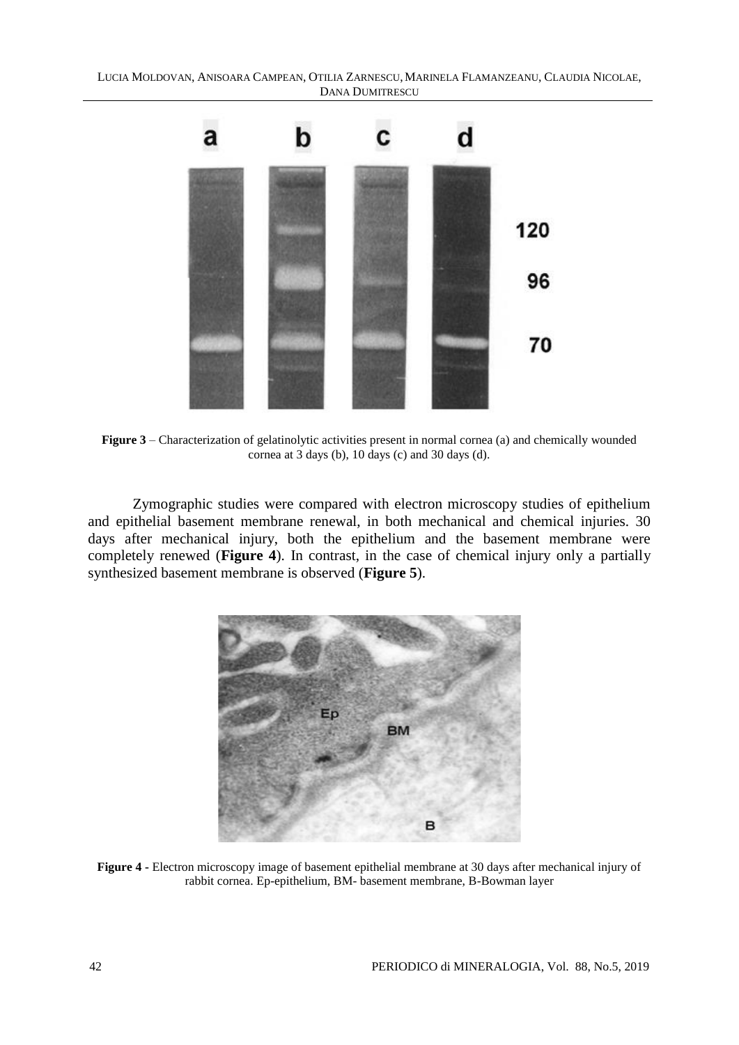**Figure 3** – Characterization of gelatinolytic activities present in normal cornea (a) and chemically wounded cornea at 3 days (b), 10 days (c) and 30 days (d).

Zymographic studies were compared with electron microscopy studies of epithelium and epithelial basement membrane renewal, in both mechanical and chemical injuries. 30 days after mechanical injury, both the epithelium and the basement membrane were completely renewed (**Figure 4**). In contrast, in the case of chemical injury only a partially synthesized basement membrane is observed (**Figure 5**).

**Figure 4** - Electron microscopy image of basement epithelial membrane at 30 days after mechanical injury of rabbit cornea. Ep-epithelium, BM- basement membrane, B-Bowman layer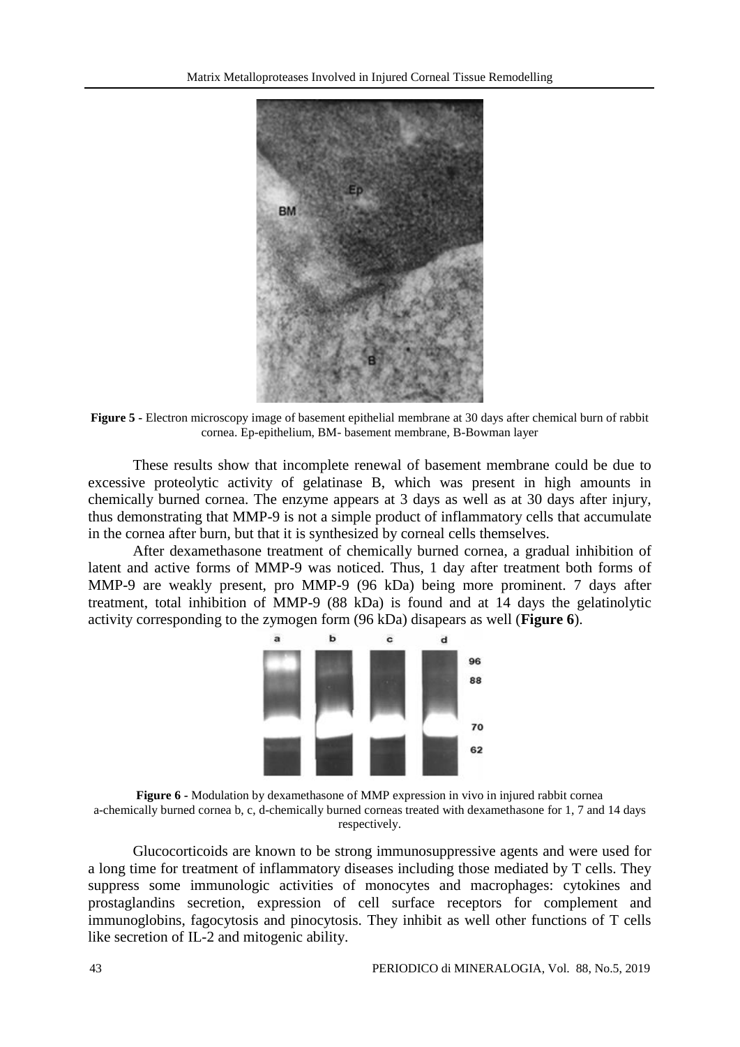**Figure 5 -** Electron microscopy image of basement epithelial membrane at 30 days after chemical burn of rabbit cornea. Ep-epithelium, BM- basement membrane, B-Bowman layer

These results show that incomplete renewal of basement membrane could be due to excessive proteolytic activity of gelatinase B, which was present in high amounts in chemically burned cornea. The enzyme appears at 3 days as well as at 30 days after injury, thus demonstrating that MMP-9 is not a simple product of inflammatory cells that accumulate in the cornea after burn, but that it is synthesized by corneal cells themselves.

After dexamethasone treatment of chemically burned cornea, a gradual inhibition of latent and active forms of MMP-9 was noticed. Thus, 1 day after treatment both forms of MMP-9 are weakly present, pro MMP-9 (96 kDa) being more prominent. 7 days after treatment, total inhibition of MMP-9 (88 kDa) is found and at 14 days the gelatinolytic activity corresponding to the zymogen form (96 kDa) disapears as well (**Figure 6**).

**Figure 6 -** Modulation by dexamethasone of MMP expression in vivo in injured rabbit cornea
a-chemically burned cornea b, c, d-chemically burned corneas treated with dexamethasone for 1, 7 and 14 days respectively.

Glucocorticoids are known to be strong immunosuppressive agents and were used for a long time for treatment of inflammatory diseases including those mediated by T cells. They suppress some immunologic activities of monocytes and macrophages: cytokines and prostaglandins secretion, expression of cell surface receptors for complement and immunoglobins, fagocytosis and pinocytosis. They inhibit as well other functions of T cells like secretion of IL-2 and mitogenic ability.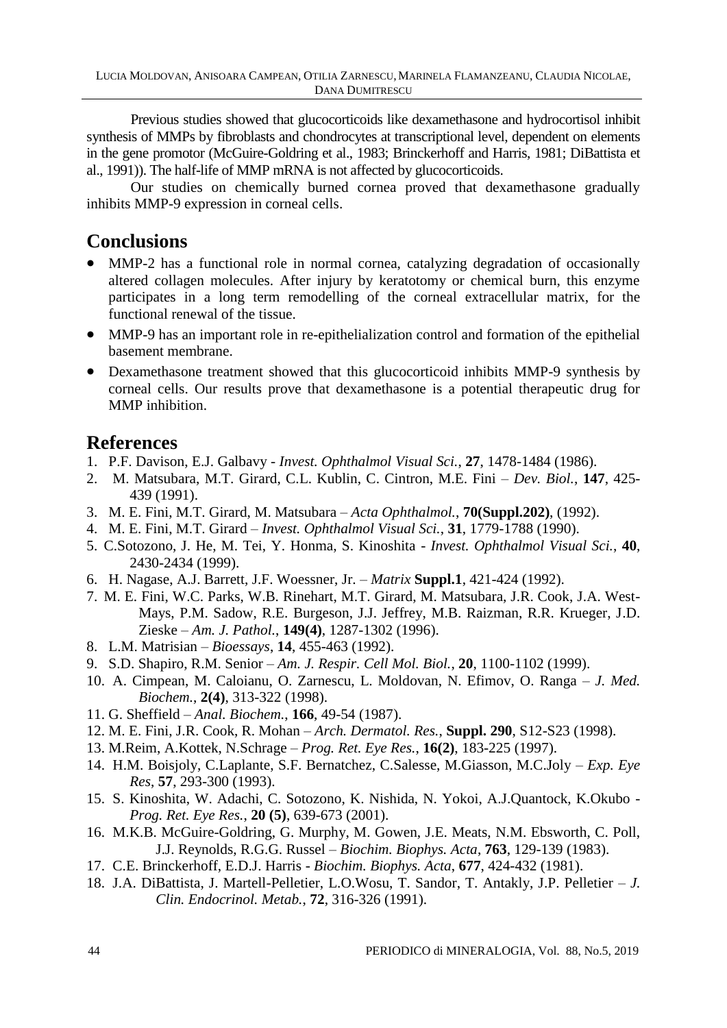Previous studies showed that glucocorticoids like dexamethasone and hydrocortisol inhibit synthesis of MMPs by fibroblasts and chondrocytes at transcriptional level, dependent on elements in the gene promotor (McGuire-Goldring et al., 1983; Brinckerhoff and Harris, 1981; DiBattista et al., 1991)). The half-life of MMP mRNA is not affected by glucocorticoids.

Our studies on chemically burned cornea proved that dexamethasone gradually inhibits MMP-9 expression in corneal cells.

## Conclusions

- MMP-2 has a functional role in normal cornea, catalyzing degradation of occasionally altered collagen molecules. After injury by keratotomy or chemical burn, this enzyme participates in a long term remodelling of the corneal extracellular matrix, for the functional renewal of the tissue.
- MMP-9 has an important role in re-epithelialization control and formation of the epithelial basement membrane.
- Dexamethasone treatment showed that this glucocorticoid inhibits MMP-9 synthesis by corneal cells. Our results prove that dexamethasone is a potential therapeutic drug for MMP inhibition.

## References

1. P.F. Davison, E.J. Galbavy - *Invest. Ophthalmol Visual Sci.*, **27**, 1478-1484 (1986).
2. M. Matsubara, M.T. Girard, C.L. Kublin, C. Cintron, M.E. Fini – *Dev. Biol.*, **147**, 425-439 (1991).
3. M. E. Fini, M.T. Girard, M. Matsubara – *Acta Ophthalmol.*, **70(Suppl.202)**, (1992).
4. M. E. Fini, M.T. Girard – *Invest. Ophthalmol Visual Sci.*, **31**, 1779-1788 (1990).
5. C.Sotozono, J. He, M. Tei, Y. Honma, S. Kinoshita - *Invest. Ophthalmol Visual Sci.*, **40**, 2430-2434 (1999).
6. H. Nagase, A.J. Barrett, J.F. Woessner, Jr. – *Matrix* **Suppl.1**, 421-424 (1992).
7. M. E. Fini, W.C. Parks, W.B. Rinehart, M.T. Girard, M. Matsubara, J.R. Cook, J.A. West-Mays, P.M. Sadow, R.E. Burgeson, J.J. Jeffrey, M.B. Raizman, R.R. Krueger, J.D. Zieske – *Am. J. Pathol.*, **149(4)**, 1287-1302 (1996).
8. L.M. Matrisian – *Bioessays*, **14**, 455-463 (1992).
9. S.D. Shapiro, R.M. Senior – *Am. J. Respir. Cell Mol. Biol.*, **20**, 1100-1102 (1999).
10. A. Cimpean, M. Caloianu, O. Zarnescu, L. Moldovan, N. Efimov, O. Ranga – *J. Med. Biochem.*, **2(4)**, 313-322 (1998).
11. G. Sheffield – *Anal. Biochem.*, **166**, 49-54 (1987).
12. M. E. Fini, J.R. Cook, R. Mohan – *Arch. Dermatol. Res.*, **Suppl. 290**, S12-S23 (1998).
13. M.Reim, A.Kottek, N.Schrage – *Prog. Ret. Eye Res.*, **16(2)**, 183-225 (1997).
14. H.M. Boisjoly, C.Laplante, S.F. Bernatchez, C.Salesse, M.Giasson, M.C.Joly – *Exp. Eye Res*, **57**, 293-300 (1993).
15. S. Kinoshita, W. Adachi, C. Sotozono, K. Nishida, N. Yokoi, A.J.Quantock, K.Okubo - *Prog. Ret. Eye Res.*, **20 (5)**, 639-673 (2001).
16. M.K.B. McGuire-Goldring, G. Murphy, M. Gowen, J.E. Meats, N.M. Ebsworth, C. Poll, J.J. Reynolds, R.G.G. Russel – *Biochim. Biophys. Acta*, **763**, 129-139 (1983).
17. C.E. Brinckerhoff, E.D.J. Harris - *Biochim. Biophys. Acta*, **677**, 424-432 (1981).
18. J.A. DiBattista, J. Martell-Pelletier, L.O.Wosu, T. Sandor, T. Antakly, J.P. Pelletier – *J. Clin. Endocrinol. Metab.*, **72**, 316-326 (1991).